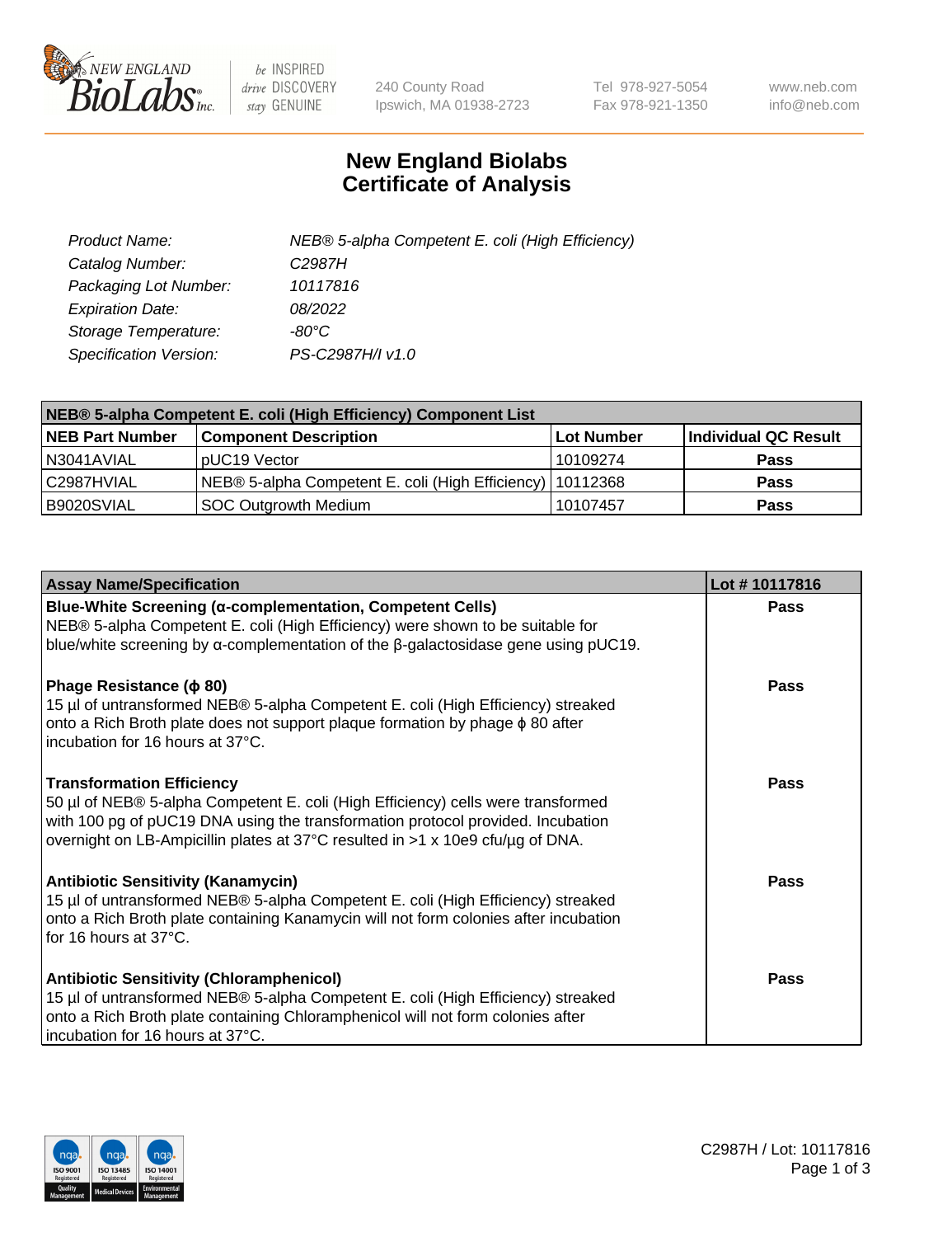# New England Biolabs Certificate of Analysis

240 County Road
Ipswich, MA 01938-2723

Tel 978-927-5054
Fax 978-921-1350

www.neb.com
info@neb.com

| | |
|---|---|
| *Product Name:* | *NEB® 5-alpha Competent E. coli (High Efficiency)* |
| *Catalog Number:* | *C2987H* |
| *Packaging Lot Number:* | *10117816* |
| *Expiration Date:* | *08/2022* |
| *Storage Temperature:* | *-80°C* |
| *Specification Version:* | *PS-C2987H/I v1.0* |

| NEB® 5-alpha Competent E. coli (High Efficiency) Component List | | | |
|---|---|---|---|
| **NEB Part Number** | **Component Description** | **Lot Number** | **Individual QC Result** |
| N3041AVIAL | pUC19 Vector | 10109274 | **Pass** |
| C2987HVIAL | NEB® 5-alpha Competent E. coli (High Efficiency) | 10112368 | **Pass** |
| B9020SVIAL | SOC Outgrowth Medium | 10107457 | **Pass** |

| Assay Name/Specification | Lot # 10117816 |
|---|---|
| **Blue-White Screening (α-complementation, Competent Cells)** NEB® 5-alpha Competent E. coli (High Efficiency) were shown to be suitable for blue/white screening by α-complementation of the β-galactosidase gene using pUC19. | **Pass** |
| **Phage Resistance (ϕ 80)** 15 µl of untransformed NEB® 5-alpha Competent E. coli (High Efficiency) streaked onto a Rich Broth plate does not support plaque formation by phage ϕ 80 after incubation for 16 hours at 37°C. | **Pass** |
| **Transformation Efficiency** 50 µl of NEB® 5-alpha Competent E. coli (High Efficiency) cells were transformed with 100 pg of pUC19 DNA using the transformation protocol provided. Incubation overnight on LB-Ampicillin plates at 37°C resulted in >1 x 10e9 cfu/µg of DNA. | **Pass** |
| **Antibiotic Sensitivity (Kanamycin)** 15 µl of untransformed NEB® 5-alpha Competent E. coli (High Efficiency) streaked onto a Rich Broth plate containing Kanamycin will not form colonies after incubation for 16 hours at 37°C. | **Pass** |
| **Antibiotic Sensitivity (Chloramphenicol)** 15 µl of untransformed NEB® 5-alpha Competent E. coli (High Efficiency) streaked onto a Rich Broth plate containing Chloramphenicol will not form colonies after incubation for 16 hours at 37°C. | **Pass** |

C2987H / Lot: 10117816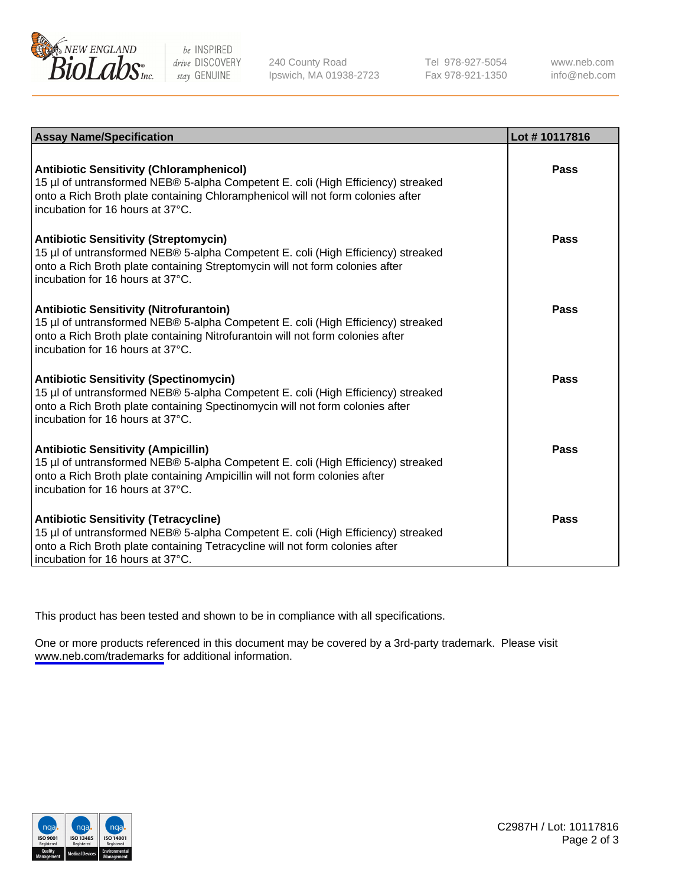| Assay Name/Specification | Lot # 10117816 |
|---|---|
| **Antibiotic Sensitivity (Chloramphenicol)**<br>15 µl of untransformed NEB® 5-alpha Competent E. coli (High Efficiency) streaked onto a Rich Broth plate containing Chloramphenicol will not form colonies after incubation for 16 hours at 37°C. | **Pass** |
| **Antibiotic Sensitivity (Streptomycin)**<br>15 µl of untransformed NEB® 5-alpha Competent E. coli (High Efficiency) streaked onto a Rich Broth plate containing Streptomycin will not form colonies after incubation for 16 hours at 37°C. | **Pass** |
| **Antibiotic Sensitivity (Nitrofurantoin)**<br>15 µl of untransformed NEB® 5-alpha Competent E. coli (High Efficiency) streaked onto a Rich Broth plate containing Nitrofurantoin will not form colonies after incubation for 16 hours at 37°C. | **Pass** |
| **Antibiotic Sensitivity (Spectinomycin)**<br>15 µl of untransformed NEB® 5-alpha Competent E. coli (High Efficiency) streaked onto a Rich Broth plate containing Spectinomycin will not form colonies after incubation for 16 hours at 37°C. | **Pass** |
| **Antibiotic Sensitivity (Ampicillin)**<br>15 µl of untransformed NEB® 5-alpha Competent E. coli (High Efficiency) streaked onto a Rich Broth plate containing Ampicillin will not form colonies after incubation for 16 hours at 37°C. | **Pass** |
| **Antibiotic Sensitivity (Tetracycline)**<br>15 µl of untransformed NEB® 5-alpha Competent E. coli (High Efficiency) streaked onto a Rich Broth plate containing Tetracycline will not form colonies after incubation for 16 hours at 37°C. | **Pass** |

This product has been tested and shown to be in compliance with all specifications.

One or more products referenced in this document may be covered by a 3rd-party trademark. Please visit www.neb.com/trademarks for additional information.

C2987H / Lot: 10117816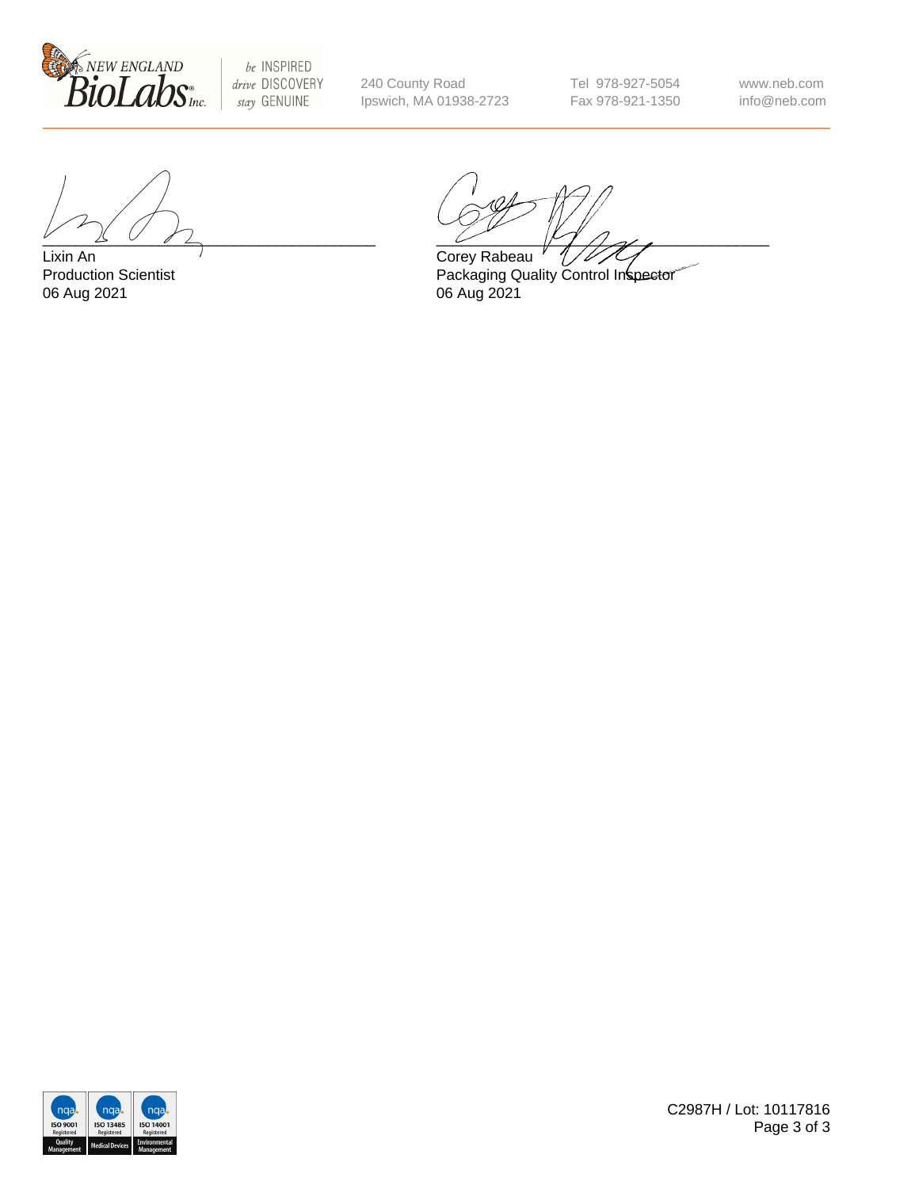NEW ENGLAND BioLabs® Inc.

be INSPIRED drive DISCOVERY stay GENUINE

240 County Road
Ipswich, MA 01938-2723

Tel 978-927-5054
Fax 978-921-1350

www.neb.com
info@neb.com

Lixin An
Production Scientist
06 Aug 2021

Corey Rabeau
Packaging Quality Control Inspector
06 Aug 2021

C2987H / Lot: 10117816